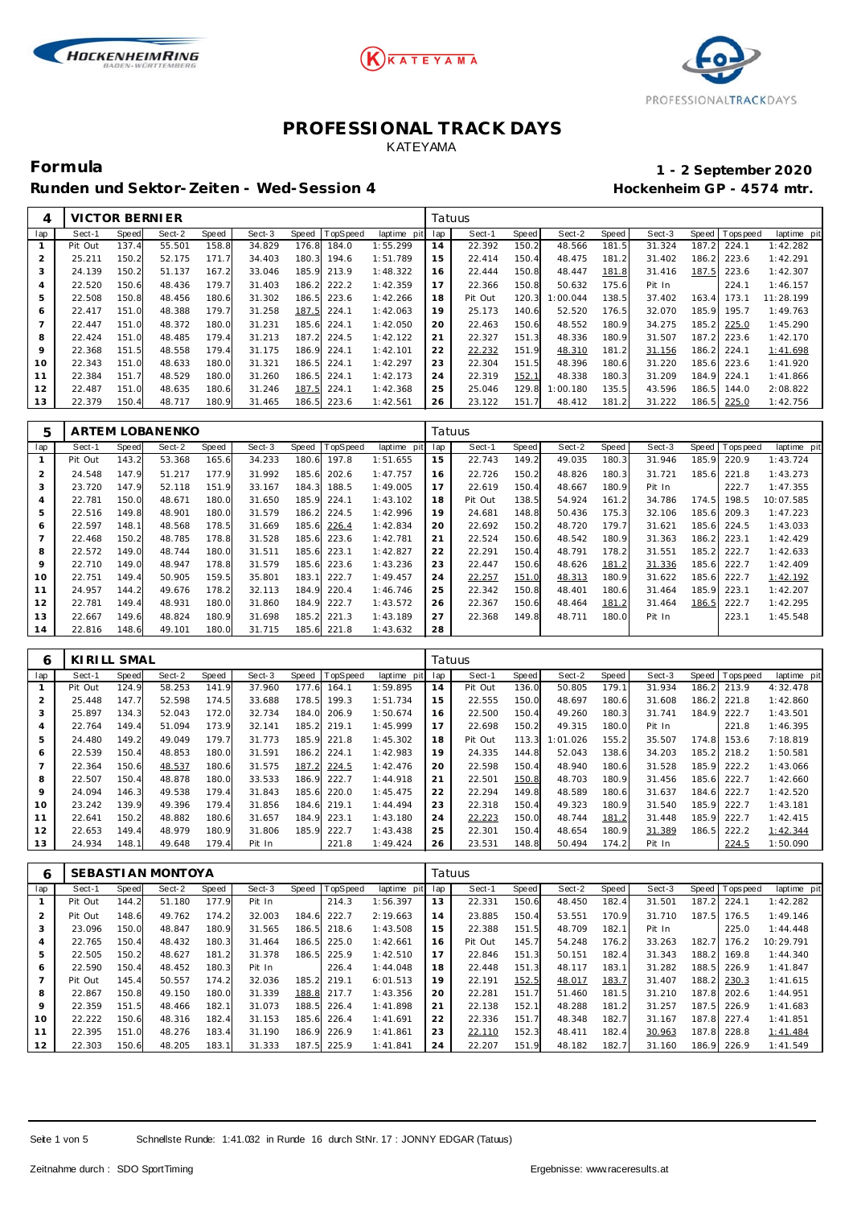# PROFESSIONAL TRACK DAYS

KATEYAMA

**Formula** **1 - 2 September 2020**

**Runden und Sektor-Zeiten - Wed-Session 4** **Hockenheim GP - 4574 mtr.**

| 4 | VICTOR BERNIER | | | | | | | | Tatuus | | | | | | | | |
|---|---|---|---|---|---|---|---|---|---|---|---|---|---|---|---|---|---|
| lap | Sect-1 | Speed | Sect-2 | Speed | Sect-3 | Speed | TopSpeed | laptime pit | lap | Sect-1 | Speed | Sect-2 | Speed | Sect-3 | Speed | Topspeed | laptime pit |
| 1 | Pit Out | 137.4 | 55.501 | 158.8 | 34.829 | 176.8 | 184.0 | 1:55.299 | 14 | 22.392 | 150.2 | 48.566 | 181.5 | 31.324 | 187.2 | 224.1 | 1:42.282 |
| 2 | 25.211 | 150.2 | 52.175 | 171.7 | 34.403 | 180.3 | 194.6 | 1:51.789 | 15 | 22.414 | 150.4 | 48.475 | 181.2 | 31.402 | 186.2 | 223.6 | 1:42.291 |
| 3 | 24.139 | 150.2 | 51.137 | 167.2 | 33.046 | 185.9 | 213.9 | 1:48.322 | 16 | 22.444 | 150.8 | 48.447 | 181.8 | 31.416 | 187.5 | 223.6 | 1:42.307 |
| 4 | 22.520 | 150.6 | 48.436 | 179.7 | 31.403 | 186.2 | 222.2 | 1:42.359 | 17 | 22.366 | 150.8 | 50.632 | 175.6 | Pit In | | 224.1 | 1:46.157 |
| 5 | 22.508 | 150.8 | 48.456 | 180.6 | 31.302 | 186.5 | 223.6 | 1:42.266 | 18 | Pit Out | 120.3 | 1:00.044 | 138.5 | 37.402 | 163.4 | 173.1 | 11:28.199 |
| 6 | 22.417 | 151.0 | 48.388 | 179.7 | 31.258 | 187.5 | 224.1 | 1:42.063 | 19 | 25.173 | 140.6 | 52.520 | 176.5 | 32.070 | 185.9 | 195.7 | 1:49.763 |
| 7 | 22.447 | 151.0 | 48.372 | 180.0 | 31.231 | 185.6 | 224.1 | 1:42.050 | 20 | 22.463 | 150.6 | 48.552 | 180.9 | 34.275 | 185.2 | 225.0 | 1:45.290 |
| 8 | 22.424 | 151.0 | 48.485 | 179.4 | 31.213 | 187.2 | 224.5 | 1:42.122 | 21 | 22.327 | 151.3 | 48.336 | 180.9 | 31.507 | 187.2 | 223.6 | 1:42.170 |
| 9 | 22.368 | 151.5 | 48.558 | 179.4 | 31.175 | 186.9 | 224.1 | 1:42.101 | 22 | 22.232 | 151.9 | 48.310 | 181.2 | 31.156 | 186.2 | 224.1 | 1:41.698 |
| 10 | 22.343 | 151.0 | 48.633 | 180.0 | 31.321 | 186.5 | 224.1 | 1:42.297 | 23 | 22.304 | 151.5 | 48.396 | 180.6 | 31.220 | 185.6 | 223.6 | 1:41.920 |
| 11 | 22.384 | 151.7 | 48.529 | 180.0 | 31.260 | 186.5 | 224.1 | 1:42.173 | 24 | 22.319 | 152.1 | 48.338 | 180.3 | 31.209 | 184.9 | 224.1 | 1:41.866 |
| 12 | 22.487 | 151.0 | 48.635 | 180.6 | 31.246 | 187.5 | 224.1 | 1:42.368 | 25 | 25.046 | 129.8 | 1:00.180 | 135.5 | 43.596 | 186.5 | 144.0 | 2:08.822 |
| 13 | 22.379 | 150.4 | 48.717 | 180.9 | 31.465 | 186.5 | 223.6 | 1:42.561 | 26 | 23.122 | 151.7 | 48.412 | 181.2 | 31.222 | 186.5 | 225.0 | 1:42.756 |

| 5 | ARTEM LOBANENKO | | | | | | | | Tatuus | | | | | | | | |
|---|---|---|---|---|---|---|---|---|---|---|---|---|---|---|---|---|---|
| lap | Sect-1 | Speed | Sect-2 | Speed | Sect-3 | Speed | TopSpeed | laptime pit | lap | Sect-1 | Speed | Sect-2 | Speed | Sect-3 | Speed | Topspeed | laptime pit |
| 1 | Pit Out | 143.2 | 53.368 | 165.6 | 34.233 | 180.6 | 197.8 | 1:51.655 | 15 | 22.743 | 149.2 | 49.035 | 180.3 | 31.946 | 185.9 | 220.9 | 1:43.724 |
| 2 | 24.548 | 147.9 | 51.217 | 177.9 | 31.992 | 185.6 | 202.6 | 1:47.757 | 16 | 22.726 | 150.2 | 48.826 | 180.3 | 31.721 | 185.6 | 221.8 | 1:43.273 |
| 3 | 23.720 | 147.9 | 52.118 | 151.9 | 33.167 | 184.3 | 188.5 | 1:49.005 | 17 | 22.619 | 150.4 | 48.667 | 180.9 | Pit In | | 222.7 | 1:47.355 |
| 4 | 22.781 | 150.0 | 48.671 | 180.0 | 31.650 | 185.9 | 224.1 | 1:43.102 | 18 | Pit Out | 138.5 | 54.924 | 161.2 | 34.786 | 174.5 | 198.5 | 10:07.585 |
| 5 | 22.516 | 149.8 | 48.901 | 180.0 | 31.579 | 186.2 | 224.5 | 1:42.996 | 19 | 24.681 | 148.8 | 50.436 | 175.3 | 32.106 | 185.6 | 209.3 | 1:47.223 |
| 6 | 22.597 | 148.1 | 48.568 | 178.5 | 31.669 | 185.6 | 226.4 | 1:42.834 | 20 | 22.692 | 150.2 | 48.720 | 179.7 | 31.621 | 185.6 | 224.5 | 1:43.033 |
| 7 | 22.468 | 150.2 | 48.785 | 178.8 | 31.528 | 185.6 | 223.6 | 1:42.781 | 21 | 22.524 | 150.6 | 48.542 | 180.9 | 31.363 | 186.2 | 223.1 | 1:42.429 |
| 8 | 22.572 | 149.0 | 48.744 | 180.0 | 31.511 | 185.6 | 223.1 | 1:42.827 | 22 | 22.291 | 150.4 | 48.791 | 178.2 | 31.551 | 185.2 | 222.7 | 1:42.633 |
| 9 | 22.710 | 149.0 | 48.947 | 178.8 | 31.579 | 185.6 | 223.6 | 1:43.236 | 23 | 22.447 | 150.6 | 48.626 | 181.2 | 31.336 | 185.6 | 222.7 | 1:42.409 |
| 10 | 22.751 | 149.4 | 50.905 | 159.5 | 35.801 | 183.1 | 222.7 | 1:49.457 | 24 | 22.257 | 151.0 | 48.313 | 180.9 | 31.622 | 185.6 | 222.7 | 1:42.192 |
| 11 | 24.957 | 144.2 | 49.676 | 178.2 | 32.113 | 184.9 | 220.4 | 1:46.746 | 25 | 22.342 | 150.8 | 48.401 | 180.6 | 31.464 | 185.9 | 223.1 | 1:42.207 |
| 12 | 22.781 | 149.4 | 48.931 | 180.0 | 31.860 | 184.9 | 222.7 | 1:43.572 | 26 | 22.367 | 150.6 | 48.464 | 181.2 | 31.464 | 186.5 | 222.7 | 1:42.295 |
| 13 | 22.667 | 149.6 | 48.824 | 180.9 | 31.698 | 185.2 | 221.3 | 1:43.189 | 27 | 22.368 | 149.8 | 48.711 | 180.0 | Pit In | | 223.1 | 1:45.548 |
| 14 | 22.816 | 148.6 | 49.101 | 180.0 | 31.715 | 185.6 | 221.8 | 1:43.632 | 28 | | | | | | | | |

| 6 | KIRILL SMAL | | | | | | | | Tatuus | | | | | | | | |
|---|---|---|---|---|---|---|---|---|---|---|---|---|---|---|---|---|---|
| lap | Sect-1 | Speed | Sect-2 | Speed | Sect-3 | Speed | TopSpeed | laptime pit | lap | Sect-1 | Speed | Sect-2 | Speed | Sect-3 | Speed | Topspeed | laptime pit |
| 1 | Pit Out | 124.9 | 58.253 | 141.9 | 37.960 | 177.6 | 164.1 | 1:59.895 | 14 | Pit Out | 136.0 | 50.805 | 179.1 | 31.934 | 186.2 | 213.9 | 4:32.478 |
| 2 | 25.448 | 147.7 | 52.598 | 174.5 | 33.688 | 178.5 | 199.3 | 1:51.734 | 15 | 22.555 | 150.0 | 48.697 | 180.6 | 31.608 | 186.2 | 221.8 | 1:42.860 |
| 3 | 25.897 | 134.3 | 52.043 | 172.0 | 32.734 | 184.0 | 206.9 | 1:50.674 | 16 | 22.500 | 150.4 | 49.260 | 180.3 | 31.741 | 184.9 | 222.7 | 1:43.501 |
| 4 | 22.764 | 149.4 | 51.094 | 173.9 | 32.141 | 185.2 | 219.1 | 1:45.999 | 17 | 22.698 | 150.2 | 49.315 | 180.0 | Pit In | | 221.8 | 1:46.395 |
| 5 | 24.480 | 149.2 | 49.049 | 179.7 | 31.773 | 185.9 | 221.8 | 1:45.302 | 18 | Pit Out | 113.3 | 1:01.026 | 155.2 | 35.507 | 174.8 | 153.6 | 7:18.819 |
| 6 | 22.539 | 150.4 | 48.853 | 180.0 | 31.591 | 186.2 | 224.1 | 1:42.983 | 19 | 24.335 | 144.8 | 52.043 | 138.6 | 34.203 | 185.2 | 218.2 | 1:50.581 |
| 7 | 22.364 | 150.6 | 48.537 | 180.6 | 31.575 | 187.2 | 224.5 | 1:42.476 | 20 | 22.598 | 150.4 | 48.940 | 180.6 | 31.528 | 185.9 | 222.2 | 1:43.066 |
| 8 | 22.507 | 150.4 | 48.878 | 180.0 | 33.533 | 186.9 | 222.7 | 1:44.918 | 21 | 22.501 | 150.8 | 48.703 | 180.9 | 31.456 | 185.6 | 222.7 | 1:42.660 |
| 9 | 24.094 | 146.3 | 49.538 | 179.4 | 31.843 | 185.6 | 220.0 | 1:45.475 | 22 | 22.294 | 149.8 | 48.589 | 180.6 | 31.637 | 184.6 | 222.7 | 1:42.520 |
| 10 | 23.242 | 139.9 | 49.396 | 179.4 | 31.856 | 184.6 | 219.1 | 1:44.494 | 23 | 22.318 | 150.4 | 49.323 | 180.9 | 31.540 | 185.9 | 222.7 | 1:43.181 |
| 11 | 22.641 | 150.2 | 48.882 | 180.6 | 31.657 | 184.9 | 223.1 | 1:43.180 | 24 | 22.223 | 150.0 | 48.744 | 181.2 | 31.448 | 185.9 | 222.7 | 1:42.415 |
| 12 | 22.653 | 149.4 | 48.979 | 180.9 | 31.806 | 185.9 | 222.7 | 1:43.438 | 25 | 22.301 | 150.4 | 48.654 | 180.9 | 31.389 | 186.5 | 222.2 | 1:42.344 |
| 13 | 24.934 | 148.1 | 49.648 | 179.4 | Pit In | | 221.8 | 1:49.424 | 26 | 23.531 | 148.8 | 50.494 | 174.2 | Pit In | | 224.5 | 1:50.090 |

| 6 | SEBASTIAN MONTOYA | | | | | | | | Tatuus | | | | | | | | |
|---|---|---|---|---|---|---|---|---|---|---|---|---|---|---|---|---|---|
| lap | Sect-1 | Speed | Sect-2 | Speed | Sect-3 | Speed | TopSpeed | laptime pit | lap | Sect-1 | Speed | Sect-2 | Speed | Sect-3 | Speed | Topspeed | laptime pit |
| 1 | Pit Out | 144.2 | 51.180 | 177.9 | Pit In | | 214.3 | 1:56.397 | 13 | 22.331 | 150.6 | 48.450 | 182.4 | 31.501 | 187.2 | 224.1 | 1:42.282 |
| 2 | Pit Out | 148.6 | 49.762 | 174.2 | 32.003 | 184.6 | 222.7 | 2:19.663 | 14 | 23.885 | 150.4 | 53.551 | 170.9 | 31.710 | 187.5 | 176.5 | 1:49.146 |
| 3 | 23.096 | 150.0 | 48.847 | 180.9 | 31.565 | 186.5 | 218.6 | 1:43.508 | 15 | 22.388 | 151.5 | 48.709 | 182.1 | Pit In | | 225.0 | 1:44.448 |
| 4 | 22.765 | 150.4 | 48.432 | 180.3 | 31.464 | 186.5 | 225.0 | 1:42.661 | 16 | Pit Out | 145.7 | 54.248 | 176.2 | 33.263 | 182.7 | 176.2 | 10:29.791 |
| 5 | 22.505 | 150.2 | 48.627 | 181.2 | 31.378 | 186.5 | 225.9 | 1:42.510 | 17 | 22.846 | 151.3 | 50.151 | 182.4 | 31.343 | 188.2 | 169.8 | 1:44.340 |
| 6 | 22.590 | 150.4 | 48.452 | 180.3 | Pit In | | 226.4 | 1:44.048 | 18 | 22.448 | 151.3 | 48.117 | 183.1 | 31.282 | 188.5 | 226.9 | 1:41.847 |
| 7 | Pit Out | 145.4 | 50.557 | 174.2 | 32.036 | 185.2 | 219.1 | 6:01.513 | 19 | 22.191 | 152.5 | 48.017 | 183.7 | 31.407 | 188.2 | 230.3 | 1:41.615 |
| 8 | 22.867 | 150.8 | 49.150 | 180.0 | 31.339 | 188.8 | 217.7 | 1:43.356 | 20 | 22.281 | 151.7 | 51.460 | 181.5 | 31.210 | 187.8 | 202.6 | 1:44.951 |
| 9 | 22.359 | 151.5 | 48.466 | 182.1 | 31.073 | 188.5 | 226.4 | 1:41.898 | 21 | 22.138 | 152.1 | 48.288 | 181.2 | 31.257 | 187.5 | 226.9 | 1:41.683 |
| 10 | 22.222 | 150.6 | 48.316 | 182.4 | 31.153 | 185.6 | 226.4 | 1:41.691 | 22 | 22.336 | 151.7 | 48.348 | 182.7 | 31.167 | 187.8 | 227.4 | 1:41.851 |
| 11 | 22.395 | 151.0 | 48.276 | 183.4 | 31.190 | 186.9 | 226.9 | 1:41.861 | 23 | 22.110 | 152.3 | 48.411 | 182.4 | 30.963 | 187.8 | 228.8 | 1:41.484 |
| 12 | 22.303 | 150.6 | 48.205 | 183.1 | 31.333 | 187.5 | 225.9 | 1:41.841 | 24 | 22.207 | 151.9 | 48.182 | 182.7 | 31.160 | 186.9 | 226.9 | 1:41.549 |

Schnellste Runde: 1:41.032 in Runde 16 durch StNr. 17 : JONNY EDGAR (Tatuus)

Zeitnahme durch : SDO SportTiming

Ergebnisse: www.raceresults.at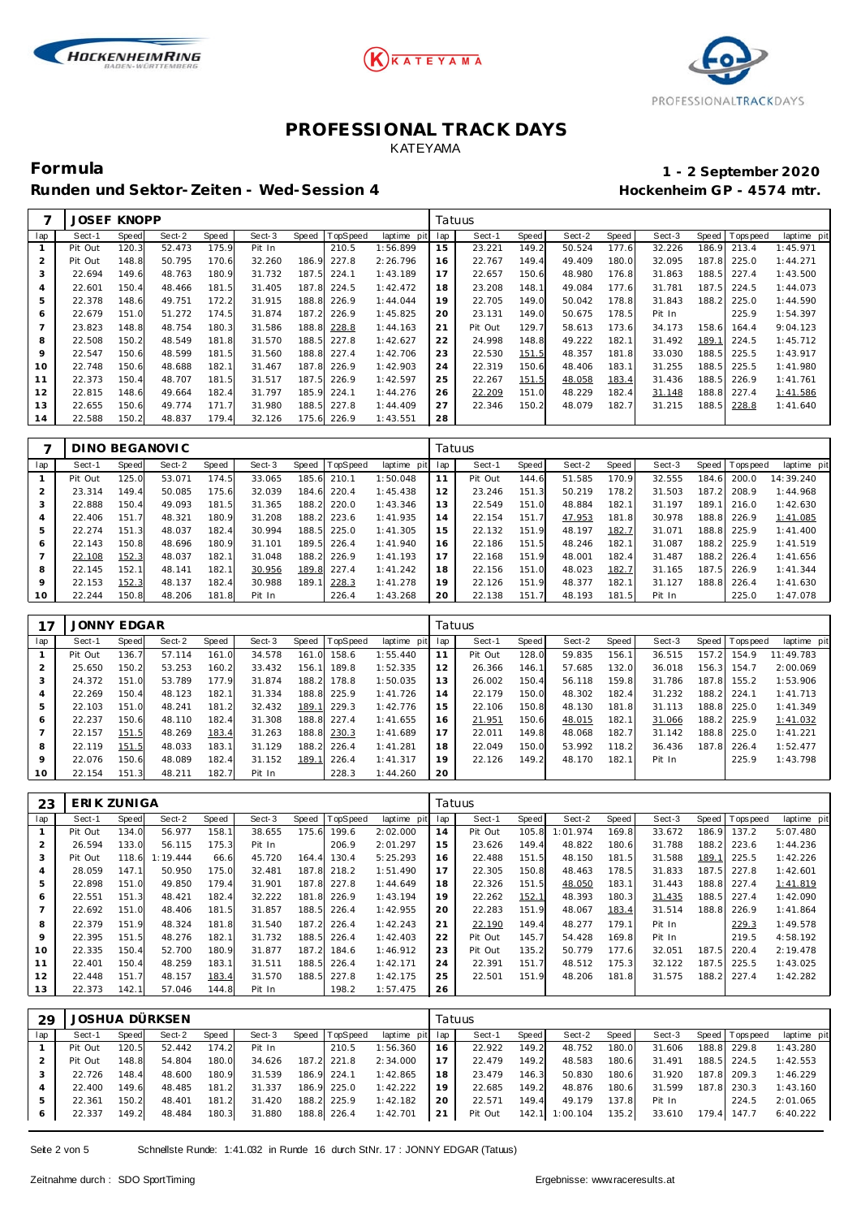# PROFESSIONAL TRACK DAYS

KATEYAMA

## Formula

**Runden und Sektor-Zeiten - Wed-Session 4**

**1 - 2 September 2020**

**Hockenheim GP - 4574 mtr.**

| 7 | JOSEF KNOPP | | | | | | | | Tatuus | | | | | | | | |
|---|---|---|---|---|---|---|---|---|---|---|---|---|---|---|---|---|---|
| lap | Sect-1 | Speed | Sect-2 | Speed | Sect-3 | Speed | TopSpeed | laptime pit | lap | Sect-1 | Speed | Sect-2 | Speed | Sect-3 | Speed | Topspeed | laptime pit |
| 1 | Pit Out | 120.3 | 52.473 | 175.9 | Pit In | | 210.5 | 1:56.899 | 15 | 23.221 | 149.2 | 50.524 | 177.6 | 32.226 | 186.9 | 213.4 | 1:45.971 |
| 2 | Pit Out | 148.8 | 50.795 | 170.6 | 32.260 | 186.9 | 227.8 | 2:26.796 | 16 | 22.767 | 149.4 | 49.409 | 180.0 | 32.095 | 187.8 | 225.0 | 1:44.271 |
| 3 | 22.694 | 149.6 | 48.763 | 180.9 | 31.732 | 187.5 | 224.1 | 1:43.189 | 17 | 22.657 | 150.6 | 48.980 | 176.8 | 31.863 | 188.5 | 227.4 | 1:43.500 |
| 4 | 22.601 | 150.4 | 48.466 | 181.5 | 31.405 | 187.8 | 224.5 | 1:42.472 | 18 | 23.208 | 148.1 | 49.084 | 177.6 | 31.781 | 187.5 | 224.5 | 1:44.073 |
| 5 | 22.378 | 148.6 | 49.751 | 172.2 | 31.915 | 188.8 | 226.9 | 1:44.044 | 19 | 22.705 | 149.0 | 50.042 | 178.8 | 31.843 | 188.2 | 225.0 | 1:44.590 |
| 6 | 22.679 | 151.0 | 51.272 | 174.5 | 31.874 | 187.2 | 226.9 | 1:45.825 | 20 | 23.131 | 149.0 | 50.675 | 178.5 | Pit In | | 225.9 | 1:54.397 |
| 7 | 23.823 | 148.8 | 48.754 | 180.3 | 31.586 | 188.8 | 228.8 | 1:44.163 | 21 | Pit Out | 129.7 | 58.613 | 173.6 | 34.173 | 158.6 | 164.4 | 9:04.123 |
| 8 | 22.508 | 150.2 | 48.549 | 181.8 | 31.570 | 188.5 | 227.8 | 1:42.627 | 22 | 24.998 | 148.8 | 49.222 | 182.1 | 31.492 | 189.1 | 224.5 | 1:45.712 |
| 9 | 22.547 | 150.6 | 48.599 | 181.5 | 31.560 | 188.8 | 227.4 | 1:42.706 | 23 | 22.530 | 151.5 | 48.357 | 181.8 | 33.030 | 188.5 | 225.5 | 1:43.917 |
| 10 | 22.748 | 150.6 | 48.688 | 182.1 | 31.467 | 187.8 | 226.9 | 1:42.903 | 24 | 22.319 | 150.6 | 48.406 | 183.1 | 31.255 | 188.5 | 225.5 | 1:41.980 |
| 11 | 22.373 | 150.4 | 48.707 | 181.5 | 31.517 | 187.5 | 226.9 | 1:42.597 | 25 | 22.267 | 151.5 | 48.058 | 183.4 | 31.436 | 188.5 | 226.9 | 1:41.761 |
| 12 | 22.815 | 148.6 | 49.664 | 182.4 | 31.797 | 185.9 | 224.1 | 1:44.276 | 26 | 22.209 | 151.0 | 48.229 | 182.4 | 31.148 | 188.8 | 227.4 | 1:41.586 |
| 13 | 22.655 | 150.6 | 49.774 | 171.7 | 31.980 | 188.5 | 227.8 | 1:44.409 | 27 | 22.346 | 150.2 | 48.079 | 182.7 | 31.215 | 188.5 | 228.8 | 1:41.640 |
| 14 | 22.588 | 150.2 | 48.837 | 179.4 | 32.126 | 175.6 | 226.9 | 1:43.551 | 28 | | | | | | | | |

| 7 | DINO BEGANOVIC | | | | | | | | Tatuus | | | | | | | | |
|---|---|---|---|---|---|---|---|---|---|---|---|---|---|---|---|---|---|
| lap | Sect-1 | Speed | Sect-2 | Speed | Sect-3 | Speed | TopSpeed | laptime pit | lap | Sect-1 | Speed | Sect-2 | Speed | Sect-3 | Speed | Topspeed | laptime pit |
| 1 | Pit Out | 125.0 | 53.071 | 174.5 | 33.065 | 185.6 | 210.1 | 1:50.048 | 11 | Pit Out | 144.6 | 51.585 | 170.9 | 32.555 | 184.6 | 200.0 | 14:39.240 |
| 2 | 23.314 | 149.4 | 50.085 | 175.6 | 32.039 | 184.6 | 220.4 | 1:45.438 | 12 | 23.246 | 151.3 | 50.219 | 178.2 | 31.503 | 187.2 | 208.9 | 1:44.968 |
| 3 | 22.888 | 150.4 | 49.093 | 181.5 | 31.365 | 188.2 | 220.0 | 1:43.346 | 13 | 22.549 | 151.0 | 48.884 | 182.1 | 31.197 | 189.1 | 216.0 | 1:42.630 |
| 4 | 22.406 | 151.7 | 48.321 | 180.9 | 31.208 | 188.2 | 223.6 | 1:41.935 | 14 | 22.154 | 151.7 | 47.953 | 181.8 | 30.978 | 188.8 | 226.9 | 1:41.085 |
| 5 | 22.274 | 151.3 | 48.037 | 182.4 | 30.994 | 188.5 | 225.0 | 1:41.305 | 15 | 22.132 | 151.9 | 48.197 | 182.7 | 31.071 | 188.8 | 225.9 | 1:41.400 |
| 6 | 22.143 | 150.8 | 48.696 | 180.9 | 31.101 | 189.5 | 226.4 | 1:41.940 | 16 | 22.186 | 151.5 | 48.246 | 182.1 | 31.087 | 188.2 | 225.9 | 1:41.519 |
| 7 | 22.108 | 152.3 | 48.037 | 182.1 | 31.048 | 188.2 | 226.9 | 1:41.193 | 17 | 22.168 | 151.9 | 48.001 | 182.4 | 31.487 | 188.2 | 226.4 | 1:41.656 |
| 8 | 22.145 | 152.1 | 48.141 | 182.1 | 30.956 | 189.8 | 227.4 | 1:41.242 | 18 | 22.156 | 151.0 | 48.023 | 182.7 | 31.165 | 187.5 | 226.9 | 1:41.344 |
| 9 | 22.153 | 152.3 | 48.137 | 182.4 | 30.988 | 189.1 | 228.3 | 1:41.278 | 19 | 22.126 | 151.9 | 48.377 | 182.1 | 31.127 | 188.8 | 226.4 | 1:41.630 |
| 10 | 22.244 | 150.8 | 48.206 | 181.8 | Pit In | | 226.4 | 1:43.268 | 20 | 22.138 | 151.7 | 48.193 | 181.5 | Pit In | | 225.0 | 1:47.078 |

| 17 | JONNY EDGAR | | | | | | | | Tatuus | | | | | | | | |
|---|---|---|---|---|---|---|---|---|---|---|---|---|---|---|---|---|---|
| lap | Sect-1 | Speed | Sect-2 | Speed | Sect-3 | Speed | TopSpeed | laptime pit | lap | Sect-1 | Speed | Sect-2 | Speed | Sect-3 | Speed | Topspeed | laptime pit |
| 1 | Pit Out | 136.7 | 57.114 | 161.0 | 34.578 | 161.0 | 158.6 | 1:55.440 | 11 | Pit Out | 128.0 | 59.835 | 156.1 | 36.515 | 157.2 | 154.9 | 11:49.783 |
| 2 | 25.650 | 150.2 | 53.253 | 160.2 | 33.432 | 156.1 | 189.8 | 1:52.335 | 12 | 26.366 | 146.1 | 57.685 | 132.0 | 36.018 | 156.3 | 154.7 | 2:00.069 |
| 3 | 24.372 | 151.0 | 53.789 | 177.9 | 31.874 | 188.2 | 178.8 | 1:50.035 | 13 | 26.002 | 150.4 | 56.118 | 159.8 | 31.786 | 187.8 | 155.2 | 1:53.906 |
| 4 | 22.269 | 150.4 | 48.123 | 182.1 | 31.334 | 188.8 | 225.9 | 1:41.726 | 14 | 22.179 | 150.0 | 48.302 | 182.4 | 31.232 | 188.2 | 224.1 | 1:41.713 |
| 5 | 22.103 | 151.0 | 48.241 | 181.2 | 32.432 | 189.1 | 229.3 | 1:42.776 | 15 | 22.106 | 150.8 | 48.130 | 181.8 | 31.113 | 188.8 | 225.0 | 1:41.349 |
| 6 | 22.237 | 150.6 | 48.110 | 182.4 | 31.308 | 188.8 | 227.4 | 1:41.655 | 16 | 21.951 | 150.6 | 48.015 | 182.1 | 31.066 | 188.2 | 225.9 | 1:41.032 |
| 7 | 22.157 | 151.5 | 48.269 | 183.4 | 31.263 | 188.8 | 230.3 | 1:41.689 | 17 | 22.011 | 149.8 | 48.068 | 182.7 | 31.142 | 188.8 | 225.0 | 1:41.221 |
| 8 | 22.119 | 151.5 | 48.033 | 183.1 | 31.129 | 188.2 | 226.4 | 1:41.281 | 18 | 22.049 | 150.0 | 53.992 | 118.2 | 36.436 | 187.8 | 226.4 | 1:52.477 |
| 9 | 22.076 | 150.6 | 48.089 | 182.4 | 31.152 | 189.1 | 226.4 | 1:41.317 | 19 | 22.126 | 149.2 | 48.170 | 182.1 | Pit In | | 225.9 | 1:43.798 |
| 10 | 22.154 | 151.3 | 48.211 | 182.7 | Pit In | | 228.3 | 1:44.260 | 20 | | | | | | | | |

| 23 | ERIK ZUNIGA | | | | | | | | Tatuus | | | | | | | | |
|---|---|---|---|---|---|---|---|---|---|---|---|---|---|---|---|---|---|
| lap | Sect-1 | Speed | Sect-2 | Speed | Sect-3 | Speed | TopSpeed | laptime pit | lap | Sect-1 | Speed | Sect-2 | Speed | Sect-3 | Speed | Topspeed | laptime pit |
| 1 | Pit Out | 134.0 | 56.977 | 158.1 | 38.655 | 175.6 | 199.6 | 2:02.000 | 14 | Pit Out | 105.8 | 1:01.974 | 169.8 | 33.672 | 186.9 | 137.2 | 5:07.480 |
| 2 | 26.594 | 133.0 | 56.115 | 175.3 | Pit In | | 206.9 | 2:01.297 | 15 | 23.626 | 149.4 | 48.822 | 180.6 | 31.788 | 188.2 | 223.6 | 1:44.236 |
| 3 | Pit Out | 118.6 | 1:19.444 | 66.6 | 45.720 | 164.4 | 130.4 | 5:25.293 | 16 | 22.488 | 151.5 | 48.150 | 181.5 | 31.588 | 189.1 | 225.5 | 1:42.226 |
| 4 | 28.059 | 147.1 | 50.950 | 175.0 | 32.481 | 187.8 | 218.2 | 1:51.490 | 17 | 22.305 | 150.8 | 48.463 | 178.5 | 31.833 | 187.5 | 227.8 | 1:42.601 |
| 5 | 22.898 | 151.0 | 49.850 | 179.4 | 31.901 | 187.8 | 227.8 | 1:44.649 | 18 | 22.326 | 151.5 | 48.050 | 183.1 | 31.443 | 188.8 | 227.4 | 1:41.819 |
| 6 | 22.551 | 151.3 | 48.421 | 182.4 | 32.222 | 181.8 | 226.9 | 1:43.194 | 19 | 22.262 | 152.1 | 48.393 | 180.3 | 31.435 | 188.5 | 227.4 | 1:42.090 |
| 7 | 22.692 | 151.0 | 48.406 | 181.5 | 31.857 | 188.5 | 226.4 | 1:42.955 | 20 | 22.283 | 151.9 | 48.067 | 183.4 | 31.514 | 188.8 | 226.9 | 1:41.864 |
| 8 | 22.379 | 151.9 | 48.324 | 181.8 | 31.540 | 187.2 | 226.4 | 1:42.243 | 21 | 22.190 | 149.4 | 48.277 | 179.1 | Pit In | | 229.3 | 1:49.578 |
| 9 | 22.395 | 151.5 | 48.276 | 182.1 | 31.732 | 188.5 | 226.4 | 1:42.403 | 22 | Pit Out | 145.7 | 54.428 | 169.8 | Pit In | | 219.5 | 4:58.192 |
| 10 | 22.335 | 150.4 | 52.700 | 180.9 | 31.877 | 187.2 | 184.6 | 1:46.912 | 23 | Pit Out | 135.2 | 50.779 | 177.6 | 32.051 | 187.5 | 220.4 | 2:19.478 |
| 11 | 22.401 | 150.4 | 48.259 | 183.1 | 31.511 | 188.5 | 226.4 | 1:42.171 | 24 | 22.391 | 151.7 | 48.512 | 175.3 | 32.122 | 187.5 | 225.5 | 1:43.025 |
| 12 | 22.448 | 151.7 | 48.157 | 183.4 | 31.570 | 188.5 | 227.8 | 1:42.175 | 25 | 22.501 | 151.9 | 48.206 | 181.8 | 31.575 | 188.2 | 227.4 | 1:42.282 |
| 13 | 22.373 | 142.1 | 57.046 | 144.8 | Pit In | | 198.2 | 1:57.475 | 26 | | | | | | | | |

| 29 | JOSHUA DÜRKSEN | | | | | | | | Tatuus | | | | | | | | |
|---|---|---|---|---|---|---|---|---|---|---|---|---|---|---|---|---|---|
| lap | Sect-1 | Speed | Sect-2 | Speed | Sect-3 | Speed | TopSpeed | laptime pit | lap | Sect-1 | Speed | Sect-2 | Speed | Sect-3 | Speed | Topspeed | laptime pit |
| 1 | Pit Out | 120.5 | 52.442 | 174.2 | Pit In | | 210.5 | 1:56.360 | 16 | 22.922 | 149.2 | 48.752 | 180.0 | 31.606 | 188.8 | 229.8 | 1:43.280 |
| 2 | Pit Out | 148.8 | 54.804 | 180.0 | 34.626 | 187.2 | 221.8 | 2:34.000 | 17 | 22.479 | 149.2 | 48.583 | 180.6 | 31.491 | 188.5 | 224.5 | 1:42.553 |
| 3 | 22.726 | 148.4 | 48.600 | 180.9 | 31.539 | 186.9 | 224.1 | 1:42.865 | 18 | 23.479 | 146.3 | 50.830 | 180.6 | 31.920 | 187.8 | 209.3 | 1:46.229 |
| 4 | 22.400 | 149.6 | 48.485 | 181.2 | 31.337 | 186.9 | 225.0 | 1:42.222 | 19 | 22.685 | 149.2 | 48.876 | 180.6 | 31.599 | 187.8 | 230.3 | 1:43.160 |
| 5 | 22.361 | 150.2 | 48.401 | 181.2 | 31.420 | 188.2 | 225.9 | 1:42.182 | 20 | 22.571 | 149.4 | 49.179 | 137.8 | Pit In | | 224.5 | 2:01.065 |
| 6 | 22.337 | 149.2 | 48.484 | 180.3 | 31.880 | 188.8 | 226.4 | 1:42.701 | 21 | Pit Out | 142.1 | 1:00.104 | 135.2 | 33.610 | 179.4 | 147.7 | 6:40.222 |

Schnellste Runde: 1:41.032 in Runde 16 durch StNr. 17 : JONNY EDGAR (Tatuus)

Zeitnahme durch : SDO SportTiming

Ergebnisse: www.raceresults.at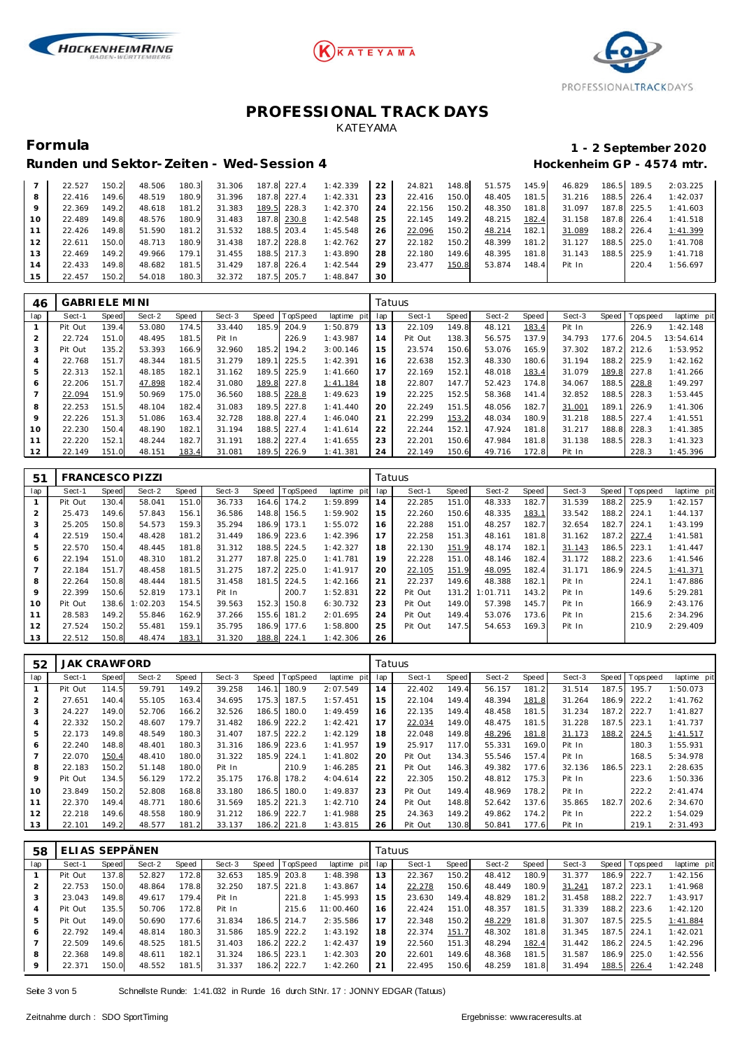# PROFESSIONAL TRACK DAYS

KATEYAMA

## Formula — 1 - 2 September 2020

### Runden und Sektor-Zeiten - Wed-Session 4 — Hockenheim GP - 4574 mtr.

| lap | Sect-1 | Speed | Sect-2 | Speed | Sect-3 | Speed | TopSpeed | laptime pit | lap | Sect-1 | Speed | Sect-2 | Speed | Sect-3 | Speed | Topspeed | laptime pit |
|---|---|---|---|---|---|---|---|---|---|---|---|---|---|---|---|---|---|
| 7 | 22.527 | 150.2 | 48.506 | 180.3 | 31.306 | 187.8 | 227.4 | 1:42.339 | 22 | 24.821 | 148.8 | 51.575 | 145.9 | 46.829 | 186.5 | 189.5 | 2:03.225 |
| 8 | 22.416 | 149.6 | 48.519 | 180.9 | 31.396 | 187.8 | 227.4 | 1:42.331 | 23 | 22.416 | 150.0 | 48.405 | 181.5 | 31.216 | 188.5 | 226.4 | 1:42.037 |
| 9 | 22.369 | 149.2 | 48.618 | 181.2 | 31.383 | 189.5 | 228.3 | 1:42.370 | 24 | 22.156 | 150.2 | 48.350 | 181.8 | 31.097 | 187.8 | 225.5 | 1:41.603 |
| 10 | 22.489 | 149.8 | 48.576 | 180.9 | 31.483 | 187.8 | 230.8 | 1:42.548 | 25 | 22.145 | 149.2 | 48.215 | 182.4 | 31.158 | 187.8 | 226.4 | 1:41.518 |
| 11 | 22.426 | 149.8 | 51.590 | 181.2 | 31.532 | 188.5 | 203.4 | 1:45.548 | 26 | 22.096 | 150.2 | 48.214 | 182.1 | 31.089 | 188.2 | 226.4 | 1:41.399 |
| 12 | 22.611 | 150.0 | 48.713 | 180.9 | 31.438 | 187.2 | 228.8 | 1:42.762 | 27 | 22.182 | 150.2 | 48.399 | 181.2 | 31.127 | 188.5 | 225.0 | 1:41.708 |
| 13 | 22.469 | 149.2 | 49.966 | 179.1 | 31.455 | 188.5 | 217.3 | 1:43.890 | 28 | 22.180 | 149.6 | 48.395 | 181.8 | 31.143 | 188.5 | 225.9 | 1:41.718 |
| 14 | 22.433 | 149.8 | 48.682 | 181.5 | 31.429 | 187.8 | 226.4 | 1:42.544 | 29 | 23.477 | 150.8 | 53.874 | 148.4 | Pit In | | 220.4 | 1:56.697 |
| 15 | 22.457 | 150.2 | 54.018 | 180.3 | 32.372 | 187.5 | 205.7 | 1:48.847 | 30 | | | | | | | | |

**46 GABRIELE MINI** — Tatuus

| lap | Sect-1 | Speed | Sect-2 | Speed | Sect-3 | Speed | TopSpeed | laptime pit | lap | Sect-1 | Speed | Sect-2 | Speed | Sect-3 | Speed | Topspeed | laptime pit |
|---|---|---|---|---|---|---|---|---|---|---|---|---|---|---|---|---|---|
| 1 | Pit Out | 139.4 | 53.080 | 174.5 | 33.440 | 185.9 | 204.9 | 1:50.879 | 13 | 22.109 | 149.8 | 48.121 | 183.4 | Pit In | | 226.9 | 1:42.148 |
| 2 | 22.724 | 151.0 | 48.495 | 181.5 | Pit In | | 226.9 | 1:43.987 | 14 | Pit Out | 138.3 | 56.575 | 137.9 | 34.793 | 177.6 | 204.5 | 13:54.614 |
| 3 | Pit Out | 135.2 | 53.393 | 166.9 | 32.960 | 185.2 | 194.2 | 3:00.146 | 15 | 23.574 | 150.6 | 53.076 | 165.9 | 37.302 | 187.2 | 212.6 | 1:53.952 |
| 4 | 22.768 | 151.7 | 48.344 | 181.5 | 31.279 | 189.1 | 225.5 | 1:42.391 | 16 | 22.638 | 152.3 | 48.330 | 180.6 | 31.194 | 188.2 | 225.9 | 1:42.162 |
| 5 | 22.313 | 152.1 | 48.185 | 182.1 | 31.162 | 189.5 | 225.9 | 1:41.660 | 17 | 22.169 | 152.1 | 48.018 | 183.4 | 31.079 | 189.8 | 227.8 | 1:41.266 |
| 6 | 22.206 | 151.7 | 47.898 | 182.4 | 31.080 | 189.8 | 227.8 | 1:41.184 | 18 | 22.807 | 147.7 | 52.423 | 174.8 | 34.067 | 188.5 | 228.8 | 1:49.297 |
| 7 | 22.094 | 151.9 | 50.969 | 175.0 | 36.560 | 188.5 | 228.8 | 1:49.623 | 19 | 22.225 | 152.5 | 58.368 | 141.4 | 32.852 | 188.5 | 228.3 | 1:53.445 |
| 8 | 22.253 | 151.5 | 48.104 | 182.4 | 31.083 | 189.5 | 227.8 | 1:41.440 | 20 | 22.249 | 151.5 | 48.056 | 182.7 | 31.001 | 189.1 | 226.9 | 1:41.306 |
| 9 | 22.226 | 151.3 | 51.086 | 163.4 | 32.728 | 188.8 | 227.4 | 1:46.040 | 21 | 22.299 | 153.2 | 48.034 | 180.9 | 31.218 | 188.5 | 227.4 | 1:41.551 |
| 10 | 22.230 | 150.4 | 48.190 | 182.1 | 31.194 | 188.5 | 227.4 | 1:41.614 | 22 | 22.244 | 152.1 | 47.924 | 181.8 | 31.217 | 188.8 | 228.3 | 1:41.385 |
| 11 | 22.220 | 152.1 | 48.244 | 182.7 | 31.191 | 188.2 | 227.4 | 1:41.655 | 23 | 22.201 | 150.6 | 47.984 | 181.8 | 31.138 | 188.5 | 228.3 | 1:41.323 |
| 12 | 22.149 | 151.0 | 48.151 | 183.4 | 31.081 | 189.5 | 226.9 | 1:41.381 | 24 | 22.149 | 150.6 | 49.716 | 172.8 | Pit In | | 228.3 | 1:45.396 |

**51 FRANCESCO PIZZI** — Tatuus

| lap | Sect-1 | Speed | Sect-2 | Speed | Sect-3 | Speed | TopSpeed | laptime pit | lap | Sect-1 | Speed | Sect-2 | Speed | Sect-3 | Speed | Topspeed | laptime pit |
|---|---|---|---|---|---|---|---|---|---|---|---|---|---|---|---|---|---|
| 1 | Pit Out | 130.4 | 58.041 | 151.0 | 36.733 | 164.6 | 174.2 | 1:59.899 | 14 | 22.285 | 151.0 | 48.333 | 182.7 | 31.539 | 188.2 | 225.9 | 1:42.157 |
| 2 | 25.473 | 149.6 | 57.843 | 156.1 | 36.586 | 148.8 | 156.5 | 1:59.902 | 15 | 22.260 | 150.6 | 48.335 | 183.1 | 33.542 | 188.2 | 224.1 | 1:44.137 |
| 3 | 25.205 | 150.8 | 54.573 | 159.3 | 35.294 | 186.9 | 173.1 | 1:55.072 | 16 | 22.288 | 151.0 | 48.257 | 182.7 | 32.654 | 182.7 | 224.1 | 1:43.199 |
| 4 | 22.519 | 150.4 | 48.428 | 181.2 | 31.449 | 186.9 | 223.6 | 1:42.396 | 17 | 22.258 | 151.3 | 48.161 | 181.8 | 31.162 | 187.2 | 227.4 | 1:41.581 |
| 5 | 22.570 | 150.4 | 48.445 | 181.8 | 31.312 | 188.5 | 224.5 | 1:42.327 | 18 | 22.130 | 151.9 | 48.174 | 182.1 | 31.143 | 186.5 | 223.1 | 1:41.447 |
| 6 | 22.194 | 151.0 | 48.310 | 181.2 | 31.277 | 187.8 | 225.0 | 1:41.781 | 19 | 22.228 | 151.0 | 48.146 | 182.4 | 31.172 | 188.2 | 223.6 | 1:41.546 |
| 7 | 22.184 | 151.7 | 48.458 | 181.5 | 31.275 | 187.2 | 225.0 | 1:41.917 | 20 | 22.105 | 151.9 | 48.095 | 182.4 | 31.171 | 186.9 | 224.5 | 1:41.371 |
| 8 | 22.264 | 150.8 | 48.444 | 181.5 | 31.458 | 181.5 | 224.5 | 1:42.166 | 21 | 22.237 | 149.6 | 48.388 | 182.1 | Pit In | | 224.1 | 1:47.886 |
| 9 | 22.399 | 150.6 | 52.819 | 173.1 | Pit In | | 200.7 | 1:52.831 | 22 | Pit Out | 131.2 | 1:01.711 | 143.2 | Pit In | | 149.6 | 5:29.281 |
| 10 | Pit Out | 138.6 | 1:02.203 | 154.5 | 39.563 | 152.3 | 150.8 | 6:30.732 | 23 | Pit Out | 149.0 | 57.398 | 145.7 | Pit In | | 166.9 | 2:43.176 |
| 11 | 28.583 | 149.2 | 55.846 | 162.9 | 37.266 | 155.6 | 181.2 | 2:01.695 | 24 | Pit Out | 149.4 | 53.076 | 173.6 | Pit In | | 215.6 | 2:34.296 |
| 12 | 27.524 | 150.2 | 55.481 | 159.1 | 35.795 | 186.9 | 177.6 | 1:58.800 | 25 | Pit Out | 147.5 | 54.653 | 169.3 | Pit In | | 210.9 | 2:29.409 |
| 13 | 22.512 | 150.8 | 48.474 | 183.1 | 31.320 | 188.8 | 224.1 | 1:42.306 | 26 | | | | | | | | |

**52 JAK CRAWFORD** — Tatuus

| lap | Sect-1 | Speed | Sect-2 | Speed | Sect-3 | Speed | TopSpeed | laptime pit | lap | Sect-1 | Speed | Sect-2 | Speed | Sect-3 | Speed | Topspeed | laptime pit |
|---|---|---|---|---|---|---|---|---|---|---|---|---|---|---|---|---|---|
| 1 | Pit Out | 114.5 | 59.791 | 149.2 | 39.258 | 146.1 | 180.9 | 2:07.549 | 14 | 22.402 | 149.4 | 56.157 | 181.2 | 31.514 | 187.5 | 195.7 | 1:50.073 |
| 2 | 27.651 | 140.4 | 55.105 | 163.4 | 34.695 | 175.3 | 187.5 | 1:57.451 | 15 | 22.104 | 149.4 | 48.394 | 181.8 | 31.264 | 186.9 | 222.2 | 1:41.762 |
| 3 | 24.227 | 149.0 | 52.706 | 166.2 | 32.526 | 186.5 | 180.0 | 1:49.459 | 16 | 22.135 | 149.4 | 48.458 | 181.5 | 31.234 | 187.2 | 222.7 | 1:41.827 |
| 4 | 22.332 | 150.2 | 48.607 | 179.7 | 31.482 | 186.9 | 222.2 | 1:42.421 | 17 | 22.034 | 149.0 | 48.475 | 181.5 | 31.228 | 187.5 | 223.1 | 1:41.737 |
| 5 | 22.173 | 149.8 | 48.549 | 180.3 | 31.407 | 187.5 | 222.2 | 1:42.129 | 18 | 22.048 | 149.8 | 48.296 | 181.8 | 31.173 | 188.2 | 224.5 | 1:41.517 |
| 6 | 22.240 | 148.8 | 48.401 | 180.3 | 31.316 | 186.9 | 223.6 | 1:41.957 | 19 | 25.917 | 117.0 | 55.331 | 169.0 | Pit In | | 180.3 | 1:55.931 |
| 7 | 22.070 | 150.4 | 48.410 | 180.0 | 31.322 | 185.9 | 224.1 | 1:41.802 | 20 | Pit Out | 134.3 | 55.546 | 157.4 | Pit In | | 168.5 | 5:34.978 |
| 8 | 22.183 | 150.2 | 51.148 | 180.0 | Pit In | | 210.9 | 1:46.285 | 21 | Pit Out | 146.3 | 49.382 | 177.6 | 32.136 | 186.5 | 223.1 | 2:28.635 |
| 9 | Pit Out | 134.5 | 56.129 | 172.2 | 35.175 | 176.8 | 178.2 | 4:04.614 | 22 | 22.305 | 150.2 | 48.812 | 175.3 | Pit In | | 223.6 | 1:50.336 |
| 10 | 23.849 | 150.2 | 52.808 | 168.8 | 33.180 | 186.5 | 180.0 | 1:49.837 | 23 | Pit Out | 149.4 | 48.969 | 178.2 | Pit In | | 222.2 | 2:41.474 |
| 11 | 22.370 | 149.4 | 48.771 | 180.6 | 31.569 | 185.2 | 221.3 | 1:42.710 | 24 | Pit Out | 148.8 | 52.642 | 137.6 | 35.865 | 182.7 | 202.6 | 2:34.670 |
| 12 | 22.218 | 149.6 | 48.558 | 180.9 | 31.212 | 186.9 | 222.7 | 1:41.988 | 25 | 24.363 | 149.2 | 49.862 | 174.2 | Pit In | | 222.2 | 1:54.029 |
| 13 | 22.101 | 149.2 | 48.577 | 181.2 | 33.137 | 186.2 | 221.8 | 1:43.815 | 26 | Pit Out | 130.8 | 50.841 | 177.6 | Pit In | | 219.1 | 2:31.493 |

**58 ELIAS SEPPÄNEN** — Tatuus

| lap | Sect-1 | Speed | Sect-2 | Speed | Sect-3 | Speed | TopSpeed | laptime pit | lap | Sect-1 | Speed | Sect-2 | Speed | Sect-3 | Speed | Topspeed | laptime pit |
|---|---|---|---|---|---|---|---|---|---|---|---|---|---|---|---|---|---|
| 1 | Pit Out | 137.8 | 52.827 | 172.8 | 32.653 | 185.9 | 203.8 | 1:48.398 | 13 | 22.367 | 150.2 | 48.412 | 180.9 | 31.377 | 186.9 | 222.7 | 1:42.156 |
| 2 | 22.753 | 150.0 | 48.864 | 178.8 | 32.250 | 187.5 | 221.8 | 1:43.867 | 14 | 22.278 | 150.6 | 48.449 | 180.9 | 31.241 | 187.2 | 223.1 | 1:41.968 |
| 3 | 23.043 | 149.8 | 49.617 | 179.4 | Pit In | | 221.8 | 1:45.993 | 15 | 23.630 | 149.4 | 48.829 | 181.2 | 31.458 | 188.2 | 222.7 | 1:43.917 |
| 4 | Pit Out | 135.5 | 50.706 | 172.8 | Pit In | | 215.6 | 11:00.460 | 16 | 22.424 | 151.0 | 48.357 | 181.5 | 31.339 | 188.2 | 223.6 | 1:42.120 |
| 5 | Pit Out | 149.0 | 50.690 | 177.6 | 31.834 | 186.5 | 214.7 | 2:35.586 | 17 | 22.348 | 150.2 | 48.229 | 181.8 | 31.307 | 187.5 | 225.5 | 1:41.884 |
| 6 | 22.792 | 149.4 | 48.814 | 180.3 | 31.586 | 185.9 | 222.2 | 1:43.192 | 18 | 22.374 | 151.7 | 48.302 | 181.8 | 31.345 | 187.5 | 224.1 | 1:42.021 |
| 7 | 22.509 | 149.6 | 48.525 | 181.5 | 31.403 | 186.2 | 222.2 | 1:42.437 | 19 | 22.560 | 151.3 | 48.294 | 182.4 | 31.442 | 186.2 | 224.5 | 1:42.296 |
| 8 | 22.368 | 149.8 | 48.611 | 182.1 | 31.324 | 186.5 | 223.1 | 1:42.303 | 20 | 22.601 | 149.6 | 48.368 | 181.5 | 31.587 | 186.9 | 225.0 | 1:42.556 |
| 9 | 22.371 | 150.0 | 48.552 | 181.5 | 31.337 | 186.2 | 222.7 | 1:42.260 | 21 | 22.495 | 150.6 | 48.259 | 181.8 | 31.494 | 188.5 | 226.4 | 1:42.248 |

Schnellste Runde: 1:41.032 in Runde 16 durch StNr. 17 : JONNY EDGAR (Tatuus)

Zeitnahme durch : SDO SportTiming — Ergebnisse: www.raceresults.at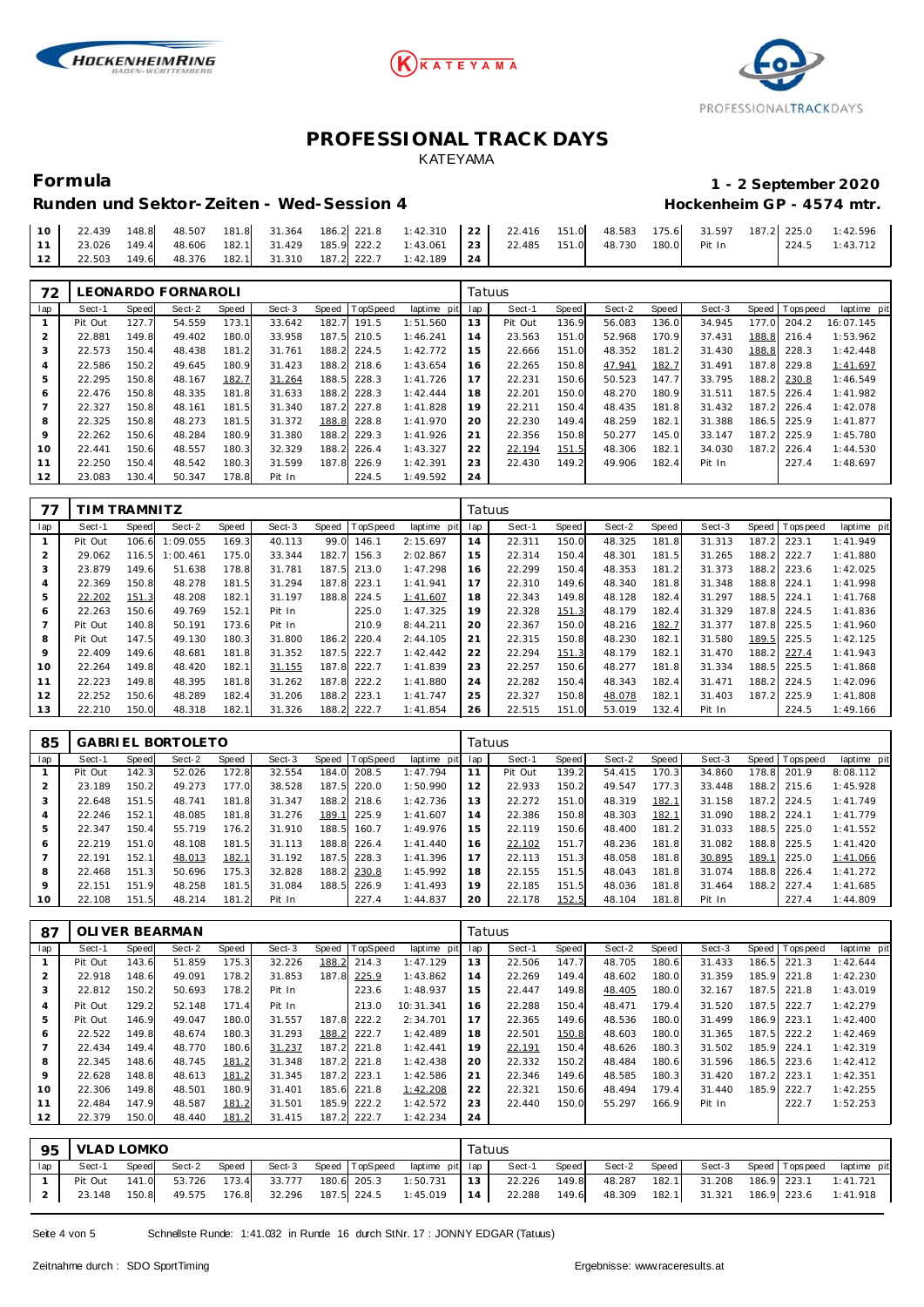# PROFESSIONAL TRACK DAYS

KATEYAMA

## Formula

**Runden und Sektor-Zeiten - Wed-Session 4**

**1 - 2 September 2020**

**Hockenheim GP - 4574 mtr.**

| 10 | 22.439 | 148.8 | 48.507 | 181.8 | 31.364 | 186.2 | 221.8 | 1:42.310 | 22 | 22.416 | 151.0 | 48.583 | 175.6 | 31.597 | 187.2 | 225.0 | 1:42.596 |
|---|---|---|---|---|---|---|---|---|---|---|---|---|---|---|---|---|---|
| 11 | 23.026 | 149.4 | 48.606 | 182.1 | 31.429 | 185.9 | 222.2 | 1:43.061 | 23 | 22.485 | 151.0 | 48.730 | 180.0 | Pit In | | 224.5 | 1:43.712 |
| 12 | 22.503 | 149.6 | 48.376 | 182.1 | 31.310 | 187.2 | 222.7 | 1:42.189 | 24 | | | | | | | | |

| 72 | LEONARDO FORNAROLI | | | | | | | | Tatuus | | | | | | | | |
|---|---|---|---|---|---|---|---|---|---|---|---|---|---|---|---|---|---|
| lap | Sect-1 | Speed | Sect-2 | Speed | Sect-3 | Speed | TopSpeed | laptime pit | lap | Sect-1 | Speed | Sect-2 | Speed | Sect-3 | Speed | Topspeed | laptime pit |
| 1 | Pit Out | 127.7 | 54.559 | 173.1 | 33.642 | 182.7 | 191.5 | 1:51.560 | 13 | Pit Out | 136.9 | 56.083 | 136.0 | 34.945 | 177.0 | 204.2 | 16:07.145 |
| 2 | 22.881 | 149.8 | 49.402 | 180.0 | 33.958 | 187.5 | 210.5 | 1:46.241 | 14 | 23.563 | 151.0 | 52.968 | 170.9 | 37.431 | 188.8 | 216.4 | 1:53.962 |
| 3 | 22.573 | 150.4 | 48.438 | 181.2 | 31.761 | 188.2 | 224.5 | 1:42.772 | 15 | 22.666 | 151.0 | 48.352 | 181.2 | 31.430 | 188.8 | 228.3 | 1:42.448 |
| 4 | 22.586 | 150.2 | 49.645 | 180.9 | 31.423 | 188.2 | 218.6 | 1:43.654 | 16 | 22.265 | 150.8 | 47.941 | 182.7 | 31.491 | 187.8 | 229.8 | 1:41.697 |
| 5 | 22.295 | 150.8 | 48.167 | 182.7 | 31.264 | 188.5 | 228.3 | 1:41.726 | 17 | 22.231 | 150.6 | 50.523 | 147.7 | 33.795 | 188.2 | 230.8 | 1:46.549 |
| 6 | 22.476 | 150.8 | 48.335 | 181.8 | 31.633 | 188.2 | 228.3 | 1:42.444 | 18 | 22.201 | 150.0 | 48.270 | 180.9 | 31.511 | 187.5 | 226.4 | 1:41.982 |
| 7 | 22.327 | 150.8 | 48.161 | 181.5 | 31.340 | 187.2 | 227.8 | 1:41.828 | 19 | 22.211 | 150.4 | 48.435 | 181.8 | 31.432 | 187.2 | 226.4 | 1:42.078 |
| 8 | 22.325 | 150.8 | 48.273 | 181.5 | 31.372 | 188.8 | 228.8 | 1:41.970 | 20 | 22.230 | 149.4 | 48.259 | 182.1 | 31.388 | 186.5 | 225.9 | 1:41.877 |
| 9 | 22.262 | 150.6 | 48.284 | 180.9 | 31.380 | 188.2 | 229.3 | 1:41.926 | 21 | 22.356 | 150.8 | 50.277 | 145.0 | 33.147 | 187.2 | 225.9 | 1:45.780 |
| 10 | 22.441 | 150.6 | 48.557 | 180.3 | 32.329 | 188.2 | 226.4 | 1:43.327 | 22 | 22.194 | 151.5 | 48.306 | 182.1 | 34.030 | 187.2 | 226.4 | 1:44.530 |
| 11 | 22.250 | 150.4 | 48.542 | 180.3 | 31.599 | 187.8 | 226.9 | 1:42.391 | 23 | 22.430 | 149.2 | 49.906 | 182.4 | Pit In | | 227.4 | 1:48.697 |
| 12 | 23.083 | 130.4 | 50.347 | 178.8 | Pit In | | 224.5 | 1:49.592 | 24 | | | | | | | | |

| 77 | TIM TRAMNITZ | | | | | | | | Tatuus | | | | | | | | |
|---|---|---|---|---|---|---|---|---|---|---|---|---|---|---|---|---|---|
| lap | Sect-1 | Speed | Sect-2 | Speed | Sect-3 | Speed | TopSpeed | laptime pit | lap | Sect-1 | Speed | Sect-2 | Speed | Sect-3 | Speed | Topspeed | laptime pit |
| 1 | Pit Out | 106.6 | 1:09.055 | 169.3 | 40.113 | 99.0 | 146.1 | 2:15.697 | 14 | 22.311 | 150.0 | 48.325 | 181.8 | 31.313 | 187.2 | 223.1 | 1:41.949 |
| 2 | 29.062 | 116.5 | 1:00.461 | 175.0 | 33.344 | 182.7 | 156.3 | 2:02.867 | 15 | 22.314 | 150.4 | 48.301 | 181.5 | 31.265 | 188.2 | 222.7 | 1:41.880 |
| 3 | 23.879 | 149.6 | 51.638 | 178.8 | 31.781 | 187.5 | 213.0 | 1:47.298 | 16 | 22.299 | 150.4 | 48.353 | 181.2 | 31.373 | 188.2 | 223.6 | 1:42.025 |
| 4 | 22.369 | 150.8 | 48.278 | 181.5 | 31.294 | 187.8 | 223.1 | 1:41.941 | 17 | 22.310 | 149.6 | 48.340 | 181.8 | 31.348 | 188.8 | 224.1 | 1:41.998 |
| 5 | 22.202 | 151.3 | 48.208 | 182.1 | 31.197 | 188.8 | 224.5 | 1:41.607 | 18 | 22.343 | 149.8 | 48.128 | 182.4 | 31.297 | 188.5 | 224.1 | 1:41.768 |
| 6 | 22.263 | 150.6 | 49.769 | 152.1 | Pit In | | 225.0 | 1:47.325 | 19 | 22.328 | 151.3 | 48.179 | 182.4 | 31.329 | 187.8 | 224.5 | 1:41.836 |
| 7 | Pit Out | 140.8 | 50.191 | 173.6 | Pit In | | 210.9 | 8:44.211 | 20 | 22.367 | 150.0 | 48.216 | 182.7 | 31.377 | 187.8 | 225.5 | 1:41.960 |
| 8 | Pit Out | 147.5 | 49.130 | 180.3 | 31.800 | 186.2 | 220.4 | 2:44.105 | 21 | 22.315 | 150.8 | 48.230 | 182.1 | 31.580 | 189.5 | 225.5 | 1:42.125 |
| 9 | 22.409 | 149.6 | 48.681 | 181.8 | 31.352 | 187.5 | 222.7 | 1:42.442 | 22 | 22.294 | 151.3 | 48.179 | 182.1 | 31.470 | 188.2 | 227.4 | 1:41.943 |
| 10 | 22.264 | 149.8 | 48.420 | 182.1 | 31.155 | 187.8 | 222.7 | 1:41.839 | 23 | 22.257 | 150.6 | 48.277 | 181.8 | 31.334 | 188.5 | 225.5 | 1:41.868 |
| 11 | 22.223 | 149.8 | 48.395 | 181.8 | 31.262 | 187.8 | 222.2 | 1:41.880 | 24 | 22.282 | 150.4 | 48.343 | 182.4 | 31.471 | 188.2 | 224.5 | 1:42.096 |
| 12 | 22.252 | 150.6 | 48.289 | 182.4 | 31.206 | 188.2 | 223.1 | 1:41.747 | 25 | 22.327 | 150.8 | 48.078 | 182.1 | 31.403 | 187.2 | 225.9 | 1:41.808 |
| 13 | 22.210 | 150.0 | 48.318 | 182.1 | 31.326 | 188.2 | 222.7 | 1:41.854 | 26 | 22.515 | 151.0 | 53.019 | 132.4 | Pit In | | 224.5 | 1:49.166 |

| 85 | GABRIEL BORTOLETO | | | | | | | | Tatuus | | | | | | | | |
|---|---|---|---|---|---|---|---|---|---|---|---|---|---|---|---|---|---|
| lap | Sect-1 | Speed | Sect-2 | Speed | Sect-3 | Speed | TopSpeed | laptime pit | lap | Sect-1 | Speed | Sect-2 | Speed | Sect-3 | Speed | Topspeed | laptime pit |
| 1 | Pit Out | 142.3 | 52.026 | 172.8 | 32.554 | 184.0 | 208.5 | 1:47.794 | 11 | Pit Out | 139.2 | 54.415 | 170.3 | 34.860 | 178.8 | 201.9 | 8:08.112 |
| 2 | 23.189 | 150.2 | 49.273 | 177.0 | 38.528 | 187.5 | 220.0 | 1:50.990 | 12 | 22.933 | 150.2 | 49.547 | 177.3 | 33.448 | 188.2 | 215.6 | 1:45.928 |
| 3 | 22.648 | 151.5 | 48.741 | 181.8 | 31.347 | 188.2 | 218.6 | 1:42.736 | 13 | 22.272 | 151.0 | 48.319 | 182.1 | 31.158 | 187.2 | 224.5 | 1:41.749 |
| 4 | 22.246 | 152.1 | 48.085 | 181.8 | 31.276 | 189.1 | 225.9 | 1:41.607 | 14 | 22.386 | 150.8 | 48.303 | 182.1 | 31.090 | 188.2 | 224.1 | 1:41.779 |
| 5 | 22.347 | 150.4 | 55.719 | 176.2 | 31.910 | 188.5 | 160.7 | 1:49.976 | 15 | 22.119 | 150.6 | 48.400 | 181.2 | 31.033 | 188.5 | 225.0 | 1:41.552 |
| 6 | 22.219 | 151.0 | 48.108 | 181.5 | 31.113 | 188.8 | 226.4 | 1:41.440 | 16 | 22.102 | 151.7 | 48.236 | 181.8 | 31.082 | 188.8 | 225.5 | 1:41.420 |
| 7 | 22.191 | 152.1 | 48.013 | 182.1 | 31.192 | 187.5 | 228.3 | 1:41.396 | 17 | 22.113 | 151.3 | 48.058 | 181.8 | 30.895 | 189.1 | 225.0 | 1:41.066 |
| 8 | 22.468 | 151.3 | 50.696 | 175.3 | 32.828 | 188.2 | 230.8 | 1:45.992 | 18 | 22.155 | 151.5 | 48.043 | 181.8 | 31.074 | 188.8 | 226.4 | 1:41.272 |
| 9 | 22.151 | 151.9 | 48.258 | 181.5 | 31.084 | 188.5 | 226.9 | 1:41.493 | 19 | 22.185 | 151.5 | 48.036 | 181.8 | 31.464 | 188.2 | 227.4 | 1:41.685 |
| 10 | 22.108 | 151.5 | 48.214 | 181.2 | Pit In | | 227.4 | 1:44.837 | 20 | 22.178 | 152.5 | 48.104 | 181.8 | Pit In | | 227.4 | 1:44.809 |

| 87 | OLIVER BEARMAN | | | | | | | | Tatuus | | | | | | | | |
|---|---|---|---|---|---|---|---|---|---|---|---|---|---|---|---|---|---|
| lap | Sect-1 | Speed | Sect-2 | Speed | Sect-3 | Speed | TopSpeed | laptime pit | lap | Sect-1 | Speed | Sect-2 | Speed | Sect-3 | Speed | Topspeed | laptime pit |
| 1 | Pit Out | 143.6 | 51.859 | 175.3 | 32.226 | 188.2 | 214.3 | 1:47.129 | 13 | 22.506 | 147.7 | 48.705 | 180.6 | 31.433 | 186.5 | 221.3 | 1:42.644 |
| 2 | 22.918 | 148.6 | 49.091 | 178.2 | 31.853 | 187.8 | 225.9 | 1:43.862 | 14 | 22.269 | 149.4 | 48.602 | 180.0 | 31.359 | 185.9 | 221.8 | 1:42.230 |
| 3 | 22.812 | 150.2 | 50.693 | 178.2 | Pit In | | 223.6 | 1:48.937 | 15 | 22.447 | 149.8 | 48.405 | 180.0 | 32.167 | 187.5 | 221.8 | 1:43.019 |
| 4 | Pit Out | 129.2 | 52.148 | 171.4 | Pit In | | 213.0 | 10:31.341 | 16 | 22.288 | 150.4 | 48.471 | 179.4 | 31.520 | 187.5 | 222.7 | 1:42.279 |
| 5 | Pit Out | 146.9 | 49.047 | 180.0 | 31.557 | 187.8 | 222.2 | 2:34.701 | 17 | 22.365 | 149.6 | 48.536 | 180.0 | 31.499 | 186.9 | 223.1 | 1:42.400 |
| 6 | 22.522 | 149.8 | 48.674 | 180.3 | 31.293 | 188.2 | 222.7 | 1:42.489 | 18 | 22.501 | 150.8 | 48.603 | 180.0 | 31.365 | 187.5 | 222.2 | 1:42.469 |
| 7 | 22.434 | 149.4 | 48.770 | 180.6 | 31.237 | 187.2 | 221.8 | 1:42.441 | 19 | 22.191 | 150.4 | 48.626 | 180.3 | 31.502 | 185.9 | 224.1 | 1:42.319 |
| 8 | 22.345 | 148.6 | 48.745 | 181.2 | 31.348 | 187.2 | 221.8 | 1:42.438 | 20 | 22.332 | 150.2 | 48.484 | 180.6 | 31.596 | 186.5 | 223.6 | 1:42.412 |
| 9 | 22.628 | 148.8 | 48.613 | 181.2 | 31.345 | 187.2 | 223.1 | 1:42.586 | 21 | 22.346 | 149.6 | 48.585 | 180.3 | 31.420 | 187.2 | 223.1 | 1:42.351 |
| 10 | 22.306 | 149.8 | 48.501 | 180.9 | 31.401 | 185.6 | 221.8 | 1:42.208 | 22 | 22.321 | 150.6 | 48.494 | 179.4 | 31.440 | 185.9 | 222.7 | 1:42.255 |
| 11 | 22.484 | 147.9 | 48.587 | 181.2 | 31.501 | 185.9 | 222.2 | 1:42.572 | 23 | 22.440 | 150.0 | 55.297 | 166.9 | Pit In | | 222.7 | 1:52.253 |
| 12 | 22.379 | 150.0 | 48.440 | 181.2 | 31.415 | 187.2 | 222.7 | 1:42.234 | 24 | | | | | | | | |

| 95 | VLAD LOMKO | | | | | | | | Tatuus | | | | | | | | |
|---|---|---|---|---|---|---|---|---|---|---|---|---|---|---|---|---|---|
| lap | Sect-1 | Speed | Sect-2 | Speed | Sect-3 | Speed | TopSpeed | laptime pit | lap | Sect-1 | Speed | Sect-2 | Speed | Sect-3 | Speed | Topspeed | laptime pit |
| 1 | Pit Out | 141.0 | 53.726 | 173.4 | 33.777 | 180.6 | 205.3 | 1:50.731 | 13 | 22.226 | 149.8 | 48.287 | 182.1 | 31.208 | 186.9 | 223.1 | 1:41.721 |
| 2 | 23.148 | 150.8 | 49.575 | 176.8 | 32.296 | 187.5 | 224.5 | 1:45.019 | 14 | 22.288 | 149.6 | 48.309 | 182.1 | 31.321 | 186.9 | 223.6 | 1:41.918 |

Schnellste Runde: 1:41.032 in Runde 16 durch StNr. 17 : JONNY EDGAR (Tatuus)

Zeitnahme durch : SDO SportTiming

Ergebnisse: www.raceresults.at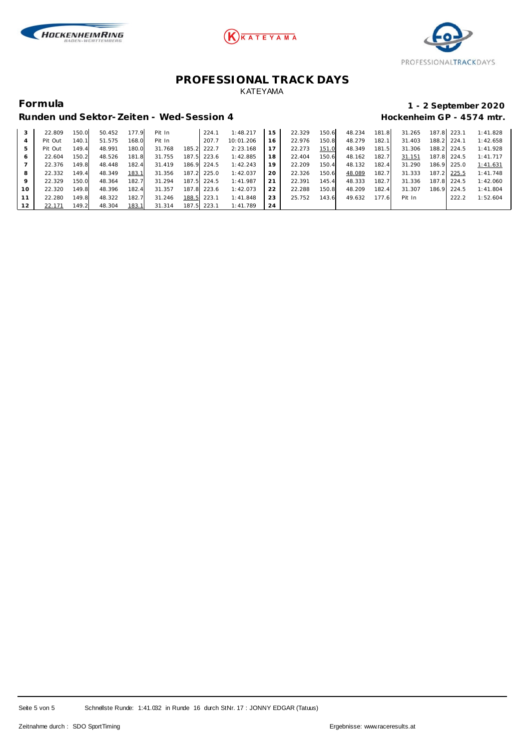# PROFESSIONAL TRACK DAYS

KATEYAMA

## Formula

**1 - 2 September 2020**

**Runden und Sektor-Zeiten - Wed-Session 4**

**Hockenheim GP - 4574 mtr.**

| | | | | | | | | | | | | | | | | | |
|---|---|---|---|---|---|---|---|---|---|---|---|---|---|---|---|---|---|
| 3 | 22.809 | 150.0 | 50.452 | 177.9 | Pit In | | 224.1 | 1:48.217 | 15 | 22.329 | 150.6 | 48.234 | 181.8 | 31.265 | 187.8 | 223.1 | 1:41.828 |
| 4 | Pit Out | 140.1 | 51.575 | 168.0 | Pit In | | 207.7 | 10:01.206 | 16 | 22.976 | 150.8 | 48.279 | 182.1 | 31.403 | 188.2 | 224.1 | 1:42.658 |
| 5 | Pit Out | 149.4 | 48.991 | 180.0 | 31.768 | 185.2 | 222.7 | 2:23.168 | 17 | 22.273 | 151.0 | 48.349 | 181.5 | 31.306 | 188.2 | 224.5 | 1:41.928 |
| 6 | 22.604 | 150.2 | 48.526 | 181.8 | 31.755 | 187.5 | 223.6 | 1:42.885 | 18 | 22.404 | 150.6 | 48.162 | 182.7 | 31.151 | 187.8 | 224.5 | 1:41.717 |
| 7 | 22.376 | 149.8 | 48.448 | 182.4 | 31.419 | 186.9 | 224.5 | 1:42.243 | 19 | 22.209 | 150.4 | 48.132 | 182.4 | 31.290 | 186.9 | 225.0 | 1:41.631 |
| 8 | 22.332 | 149.4 | 48.349 | 183.1 | 31.356 | 187.2 | 225.0 | 1:42.037 | 20 | 22.326 | 150.6 | 48.089 | 182.7 | 31.333 | 187.2 | 225.5 | 1:41.748 |
| 9 | 22.329 | 150.0 | 48.364 | 182.7 | 31.294 | 187.5 | 224.5 | 1:41.987 | 21 | 22.391 | 145.4 | 48.333 | 182.7 | 31.336 | 187.8 | 224.5 | 1:42.060 |
| 10 | 22.320 | 149.8 | 48.396 | 182.4 | 31.357 | 187.8 | 223.6 | 1:42.073 | 22 | 22.288 | 150.8 | 48.209 | 182.4 | 31.307 | 186.9 | 224.5 | 1:41.804 |
| 11 | 22.280 | 149.8 | 48.322 | 182.7 | 31.246 | 188.5 | 223.1 | 1:41.848 | 23 | 25.752 | 143.6 | 49.632 | 177.6 | Pit In | | 222.2 | 1:52.604 |
| 12 | 22.171 | 149.2 | 48.304 | 183.1 | 31.314 | 187.5 | 223.1 | 1:41.789 | 24 | | | | | | | | |

Schnellste Runde: 1:41.032 in Runde 16 durch StNr. 17 : JONNY EDGAR (Tatuus)

Zeitnahme durch : SDO SportTiming

Ergebnisse: www.raceresults.at